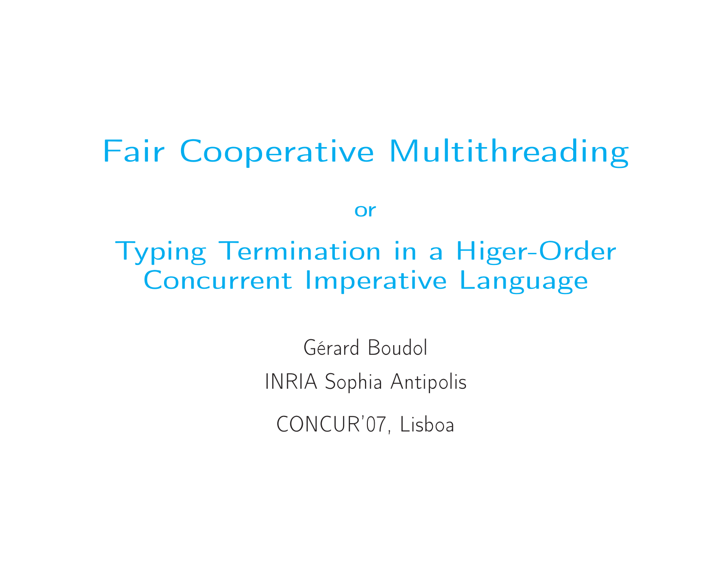# Fair Cooperative Multithreading

or

# Typing Termination in a Higer-Order Concurrent Imperative Language

Gérard Boudol

INRIA Sophia Antipolis

CONCUR'07, Lisboa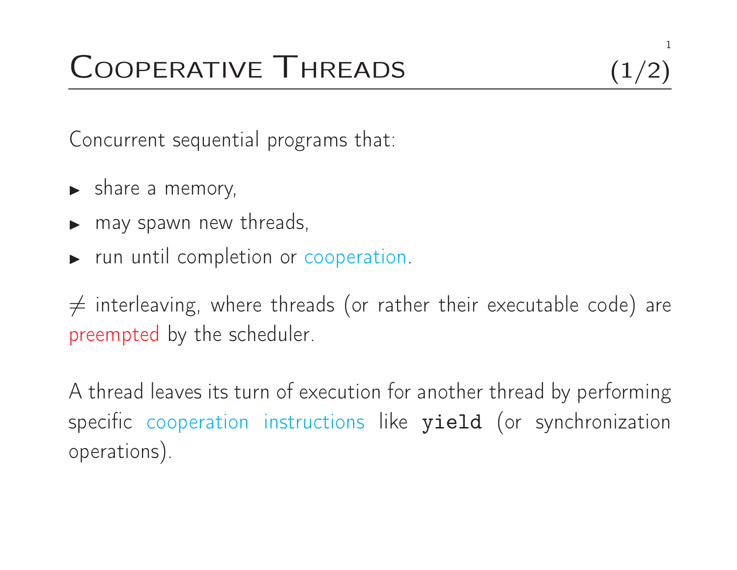# Cooperative Threads (1/2)

Concurrent sequential programs that:

- share a memory,
- may spawn new threads,
- run until completion or cooperation.

$\neq$ interleaving, where threads (or rather their executable code) are preempted by the scheduler.

A thread leaves its turn of execution for another thread by performing specific cooperation instructions like **`yield`** (or synchronization operations).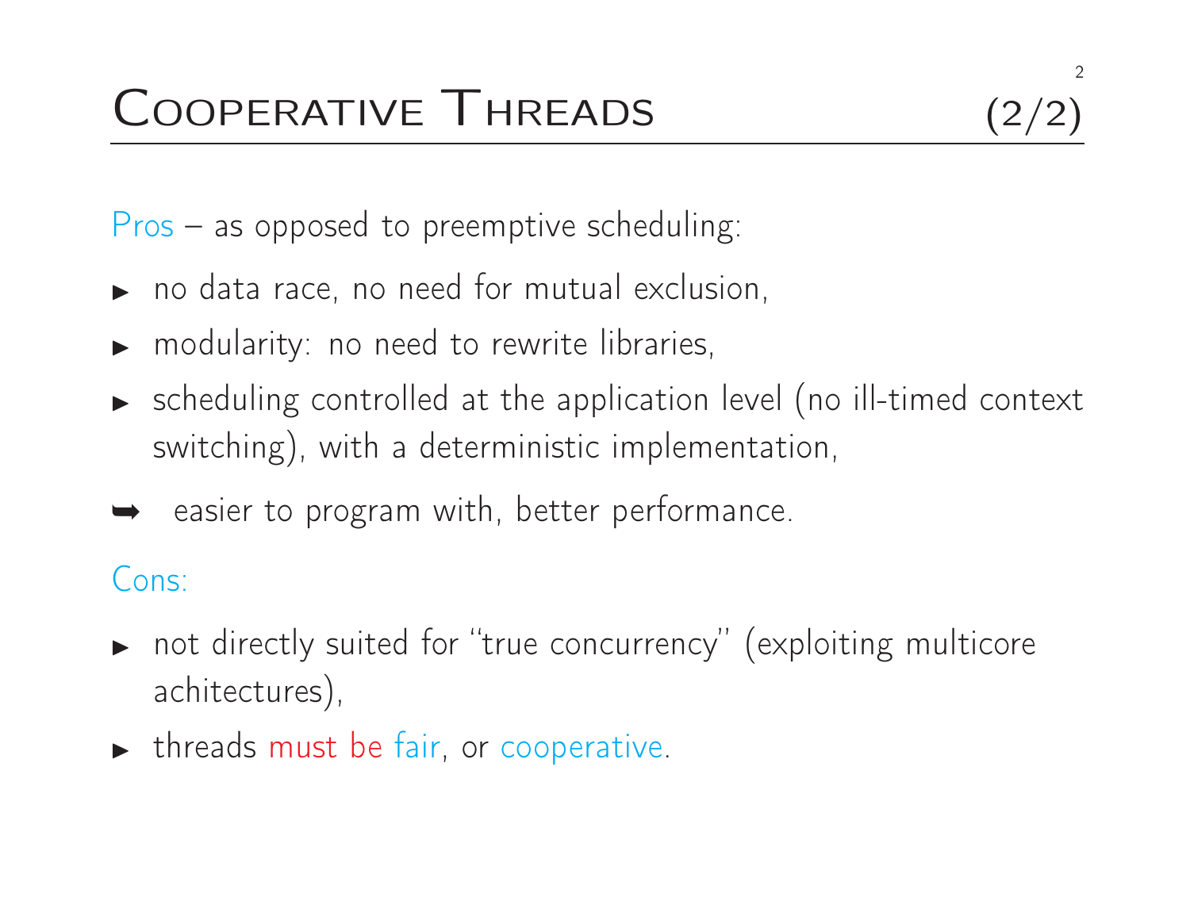# Cooperative Threads (2/2)

Pros – as opposed to preemptive scheduling:

- no data race, no need for mutual exclusion,
- modularity: no need to rewrite libraries,
- scheduling controlled at the application level (no ill-timed context switching), with a deterministic implementation,

➥ easier to program with, better performance.

Cons:

- not directly suited for "true concurrency" (exploiting multicore achitectures),
- threads must be fair, or cooperative.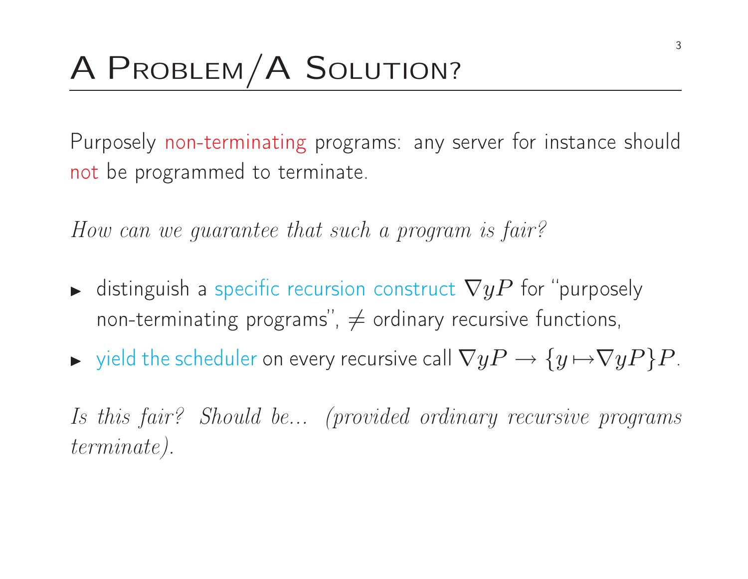# A Problem/A Solution?

Purposely non-terminating programs: any server for instance should not be programmed to terminate.

*How can we guarantee that such a program is fair?*

- distinguish a specific recursion construct $\nabla y P$ for "purposely non-terminating programs", $\neq$ ordinary recursive functions,
- yield the scheduler on every recursive call $\nabla y P \rightarrow \{y \mapsto \nabla y P\} P$.

*Is this fair? Should be... (provided ordinary recursive programs terminate).*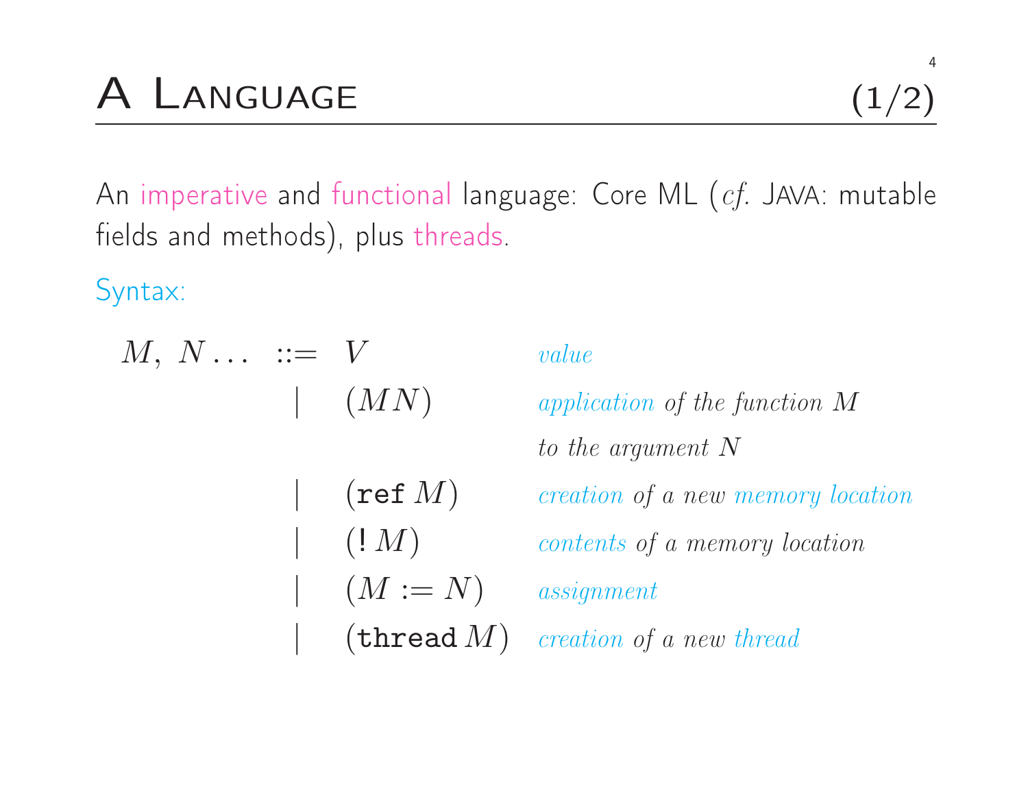# A Language (1/2)

An imperative and functional language: Core ML (*cf.* JAVA: mutable fields and methods), plus threads.

Syntax:

| | | | |
|---|---|---|---|
| $M,\ N\ldots$ | $::=$ | $V$ | *value* |
| | $\mid$ | $(MN)$ | *application of the function $M$ to the argument $N$* |
| | $\mid$ | $(\mathtt{ref}\ M)$ | *creation of a new memory location* |
| | $\mid$ | $(!\ M)$ | *contents of a memory location* |
| | $\mid$ | $(M := N)$ | *assignment* |
| | $\mid$ | $(\mathtt{thread}\ M)$ | *creation of a new thread* |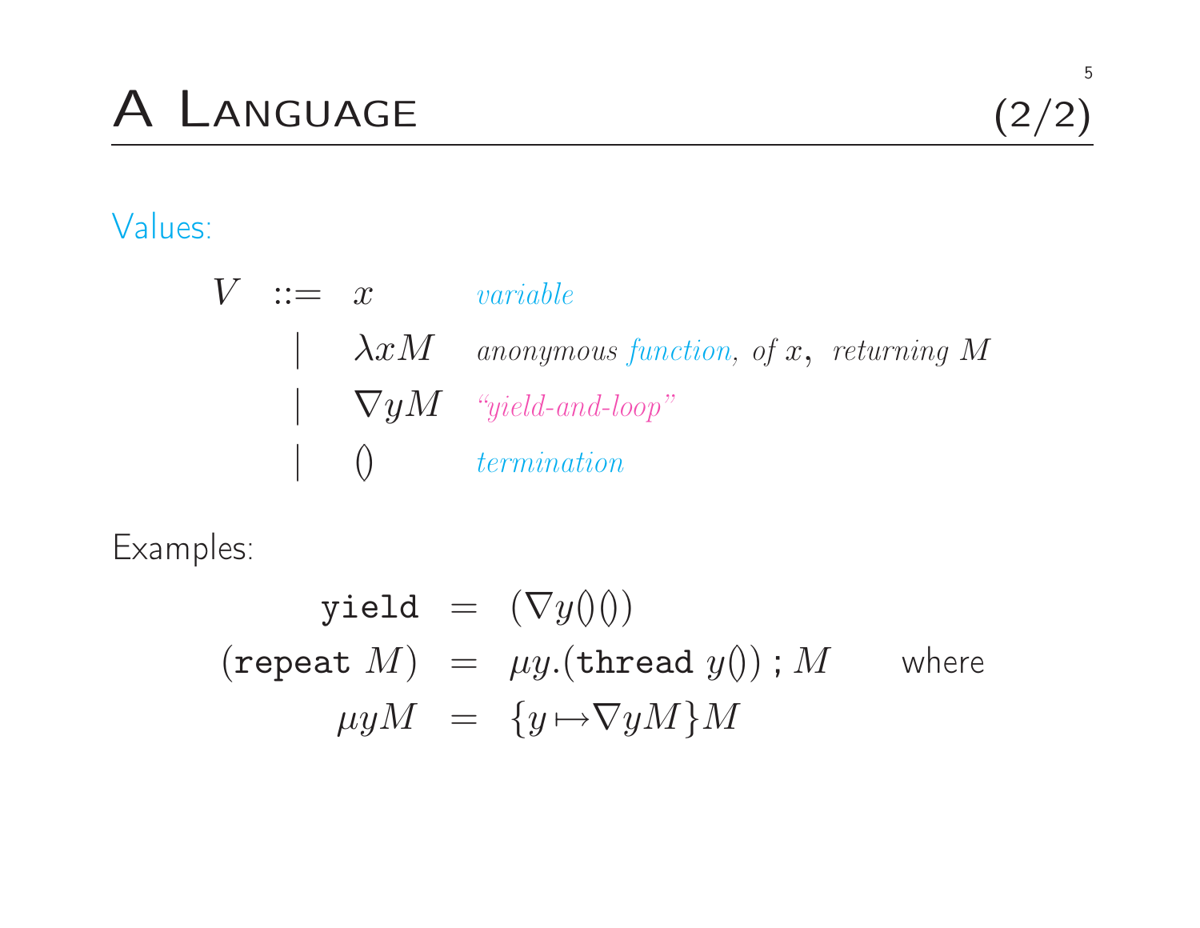# A Language (2/2)

Values:

$$
\begin{array}{rcll}
V & ::= & x & \textit{variable} \\
& | & \lambda x M & \textit{anonymous function, of } x, \textit{ returning } M \\
& | & \nabla y M & \textit{“yield-and-loop”} \\
& | & () & \textit{termination}
\end{array}
$$

Examples:

$$
\begin{array}{rcll}
\texttt{yield} & = & (\nabla y()()) & \\
(\texttt{repeat}\ M) & = & \mu y.(\texttt{thread}\ y())\ ;\ M & \quad \text{where} \\
\mu y M & = & \{y \mapsto \nabla y M\} M &
\end{array}
$$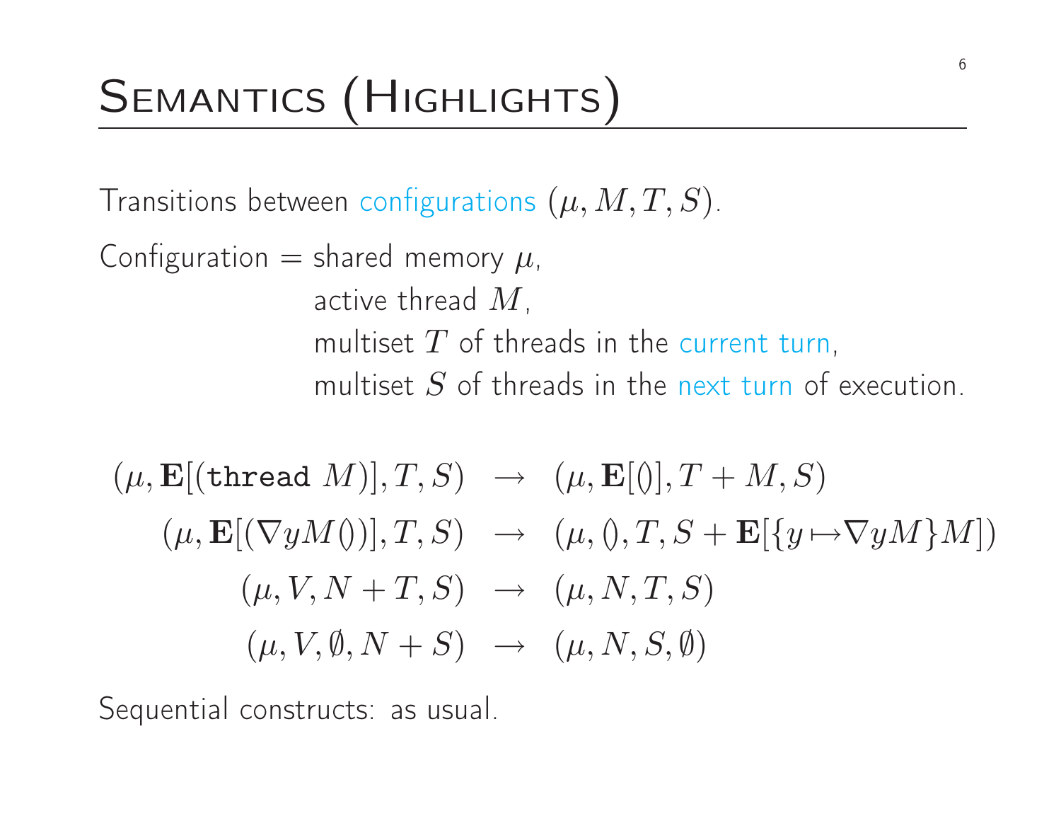# Semantics (Highlights)

Transitions between configurations $(\mu, M, T, S)$.

Configuration = shared memory $\mu$,
active thread $M$,
multiset $T$ of threads in the current turn,
multiset $S$ of threads in the next turn of execution.

$$
\begin{array}{rcl}
(\mu, \mathbf{E}[(\texttt{thread}\ M)], T, S) & \rightarrow & (\mu, \mathbf{E}[()], T + M, S) \\
(\mu, \mathbf{E}[(\nabla y M\, ())], T, S) & \rightarrow & (\mu, (), T, S + \mathbf{E}[\{y \mapsto \nabla y M\} M]) \\
(\mu, V, N + T, S) & \rightarrow & (\mu, N, T, S) \\
(\mu, V, \emptyset, N + S) & \rightarrow & (\mu, N, S, \emptyset)
\end{array}
$$

Sequential constructs: as usual.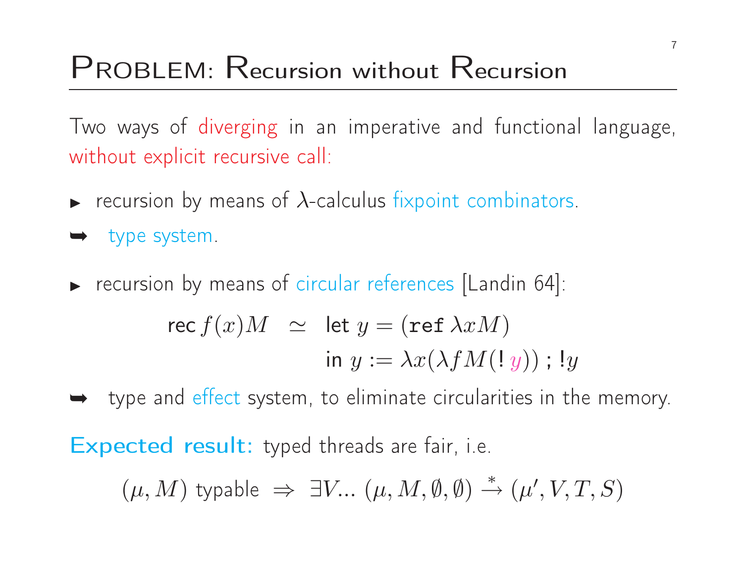# Problem: Recursion without Recursion

Two ways of diverging in an imperative and functional language, without explicit recursive call:

- ▸ recursion by means of $\lambda$-calculus fixpoint combinators.
- ➥ type system.

- ▸ recursion by means of circular references [Landin 64]:

$$\begin{aligned} \mathsf{rec}\, f(x)M \;\; &\simeq \;\; \mathsf{let}\; y = (\mathtt{ref}\;\lambda x M) \\ & \qquad \mathsf{in}\; y := \lambda x(\lambda f M(!\,y))\;;\; !y \end{aligned}$$

- ➥ type and effect system, to eliminate circularities in the memory.

**Expected result:** typed threads are fair, i.e.

$$(\mu, M) \text{ typable } \Rightarrow \exists V \ldots\; (\mu, M, \emptyset, \emptyset) \xrightarrow{*} (\mu', V, T, S)$$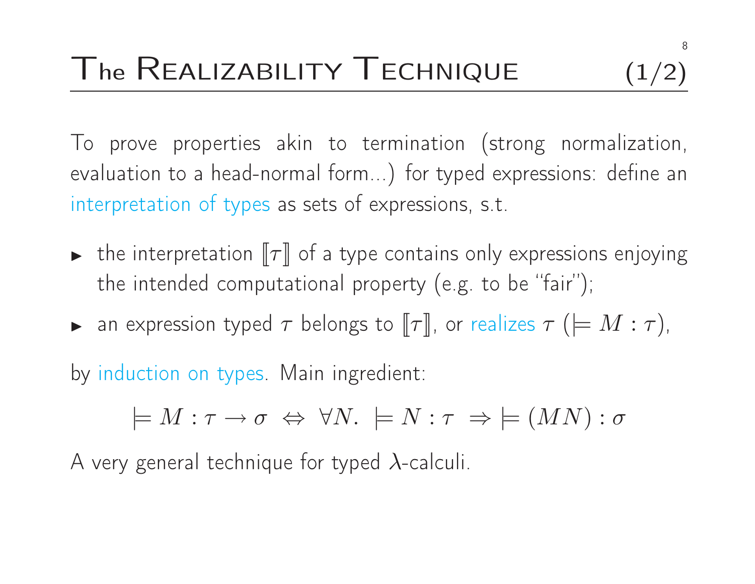# The Realizability Technique (1/2)

To prove properties akin to termination (strong normalization, evaluation to a head-normal form...) for typed expressions: define an interpretation of types as sets of expressions, s.t.

- the interpretation $[\![\tau]\!]$ of a type contains only expressions enjoying the intended computational property (e.g. to be "fair");
- an expression typed $\tau$ belongs to $[\![\tau]\!]$, or realizes $\tau$ ($\models M : \tau$),

by induction on types. Main ingredient:

$$\models M : \tau \rightarrow \sigma \;\Leftrightarrow\; \forall N.\; \models N : \tau \;\Rightarrow \models (MN) : \sigma$$

A very general technique for typed $\lambda$-calculi.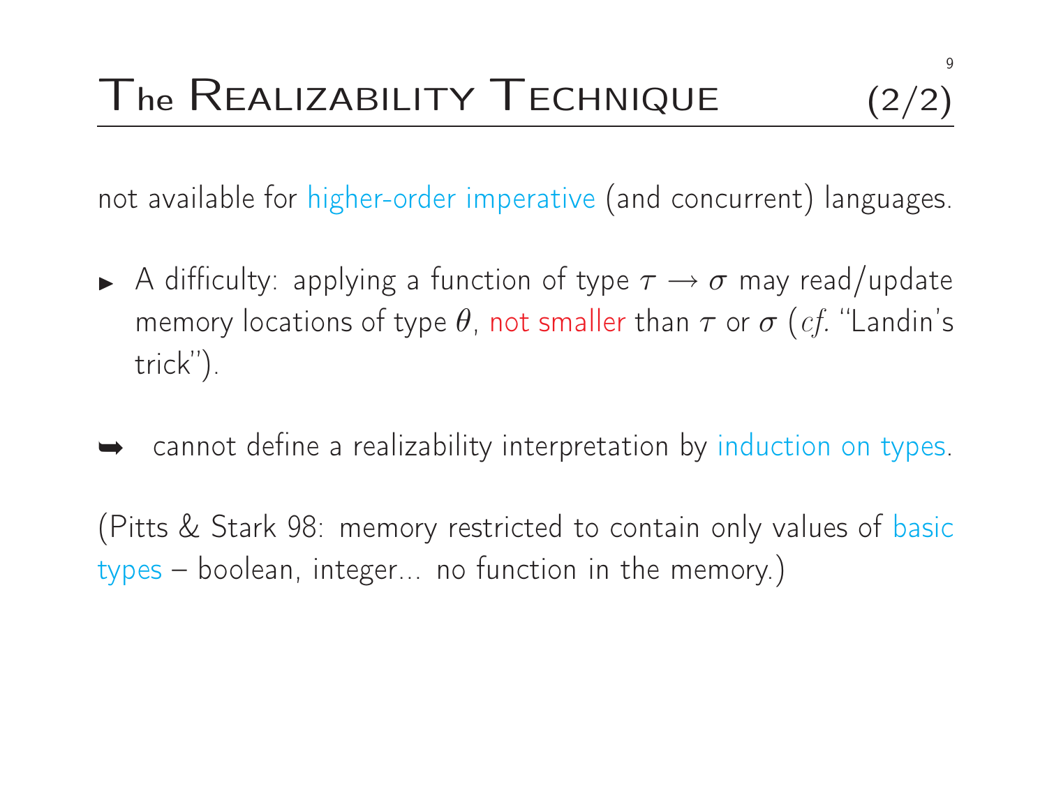# The Realizability Technique (2/2)

not available for higher-order imperative (and concurrent) languages.

- A difficulty: applying a function of type $\tau \rightarrow \sigma$ may read/update memory locations of type $\theta$, not smaller than $\tau$ or $\sigma$ (*cf.* "Landin's trick").

➥ cannot define a realizability interpretation by induction on types.

(Pitts & Stark 98: memory restricted to contain only values of basic types – boolean, integer... no function in the memory.)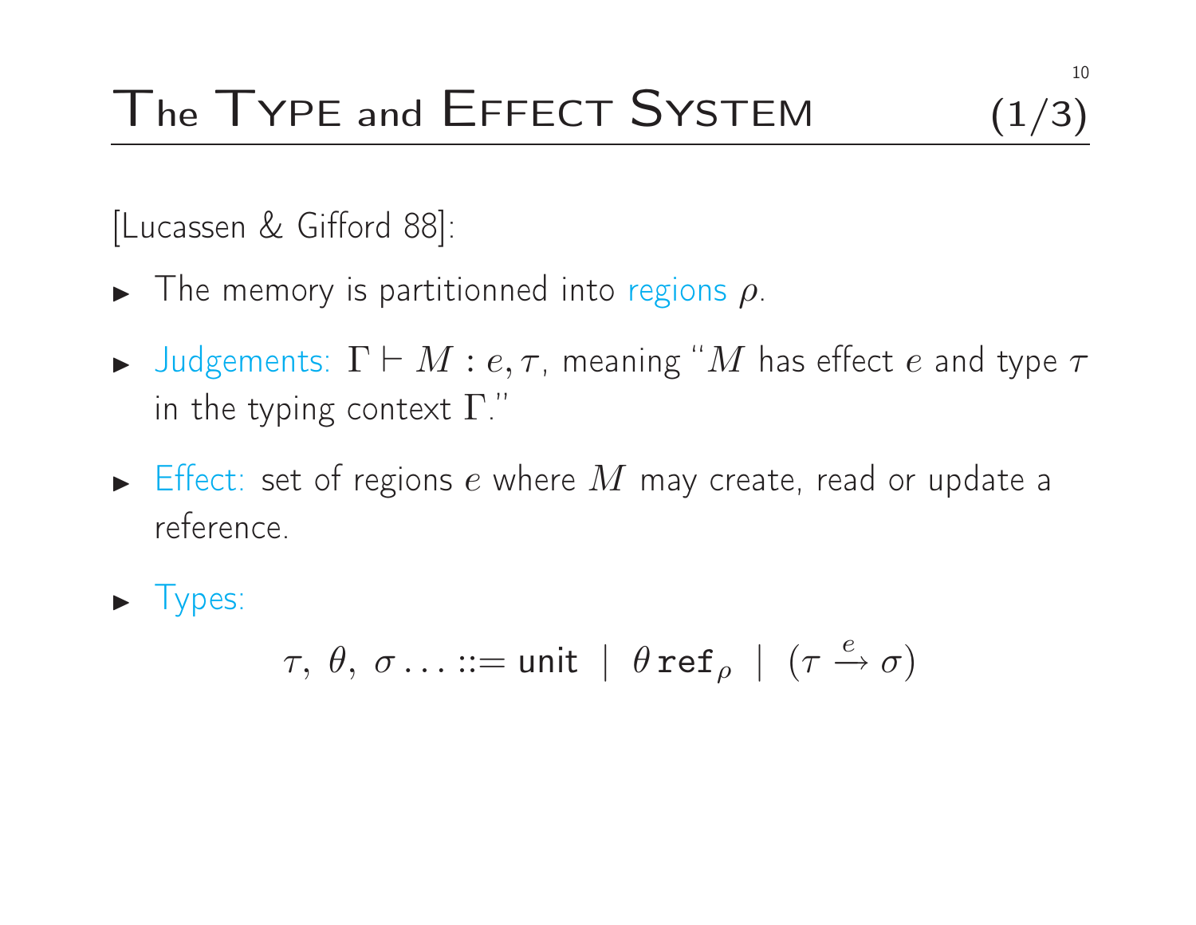# The Type and Effect System (1/3)

[Lucassen & Gifford 88]:

- The memory is partitionned into regions $\rho$.
- Judgements: $\Gamma \vdash M : e, \tau$, meaning "$M$ has effect $e$ and type $\tau$ in the typing context $\Gamma$."
- Effect: set of regions $e$ where $M$ may create, read or update a reference.
- Types:

$$\tau,\ \theta,\ \sigma \ldots ::= \mathsf{unit} \ \mid\ \theta\, \mathtt{ref}_\rho \ \mid\ (\tau \xrightarrow{e} \sigma)$$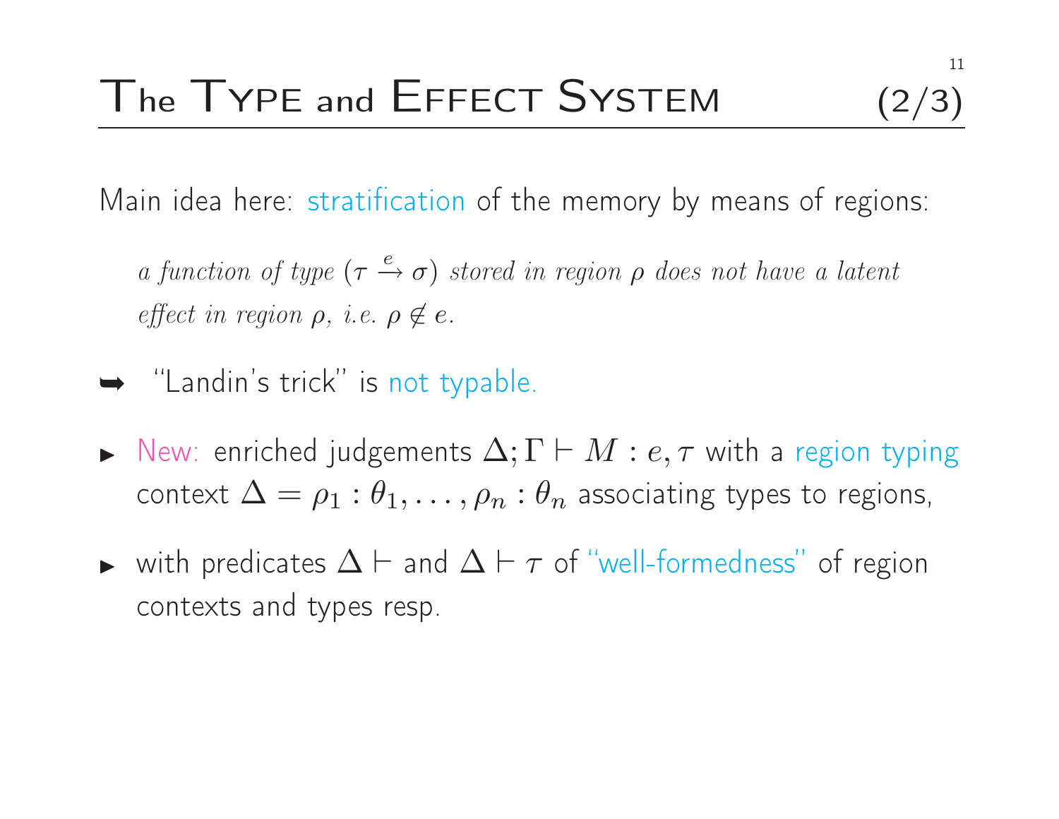# The Type and Effect System (2/3)

Main idea here: stratification of the memory by means of regions:

> *a function of type* $(\tau \xrightarrow{e} \sigma)$ *stored in region* $\rho$ *does not have a latent effect in region* $\rho$, *i.e.* $\rho \notin e$.

➥ "Landin's trick" is not typable.

- New: enriched judgements $\Delta; \Gamma \vdash M : e, \tau$ with a region typing context $\Delta = \rho_1 : \theta_1, \ldots, \rho_n : \theta_n$ associating types to regions,
- with predicates $\Delta \vdash$ and $\Delta \vdash \tau$ of "well-formedness" of region contexts and types resp.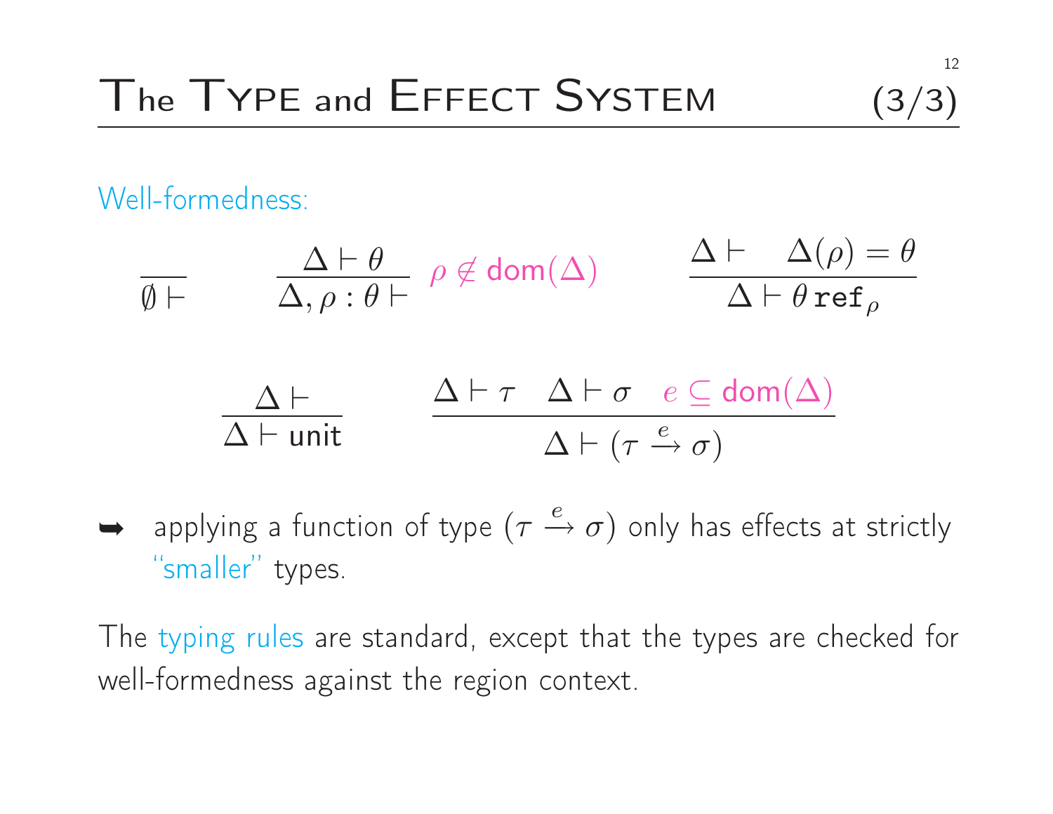# The Type and Effect System (3/3)

Well-formedness:

$$\frac{}{\emptyset \vdash} \qquad \frac{\Delta \vdash \theta}{\Delta, \rho : \theta \vdash} \; \rho \notin \mathsf{dom}(\Delta) \qquad \frac{\Delta \vdash \quad \Delta(\rho) = \theta}{\Delta \vdash \theta\, \mathtt{ref}_\rho}$$

$$\frac{\Delta \vdash}{\Delta \vdash \mathsf{unit}} \qquad \frac{\Delta \vdash \tau \quad \Delta \vdash \sigma \quad e \subseteq \mathsf{dom}(\Delta)}{\Delta \vdash (\tau \xrightarrow{e} \sigma)}$$

➥ applying a function of type $(\tau \xrightarrow{e} \sigma)$ only has effects at strictly "smaller" types.

The typing rules are standard, except that the types are checked for well-formedness against the region context.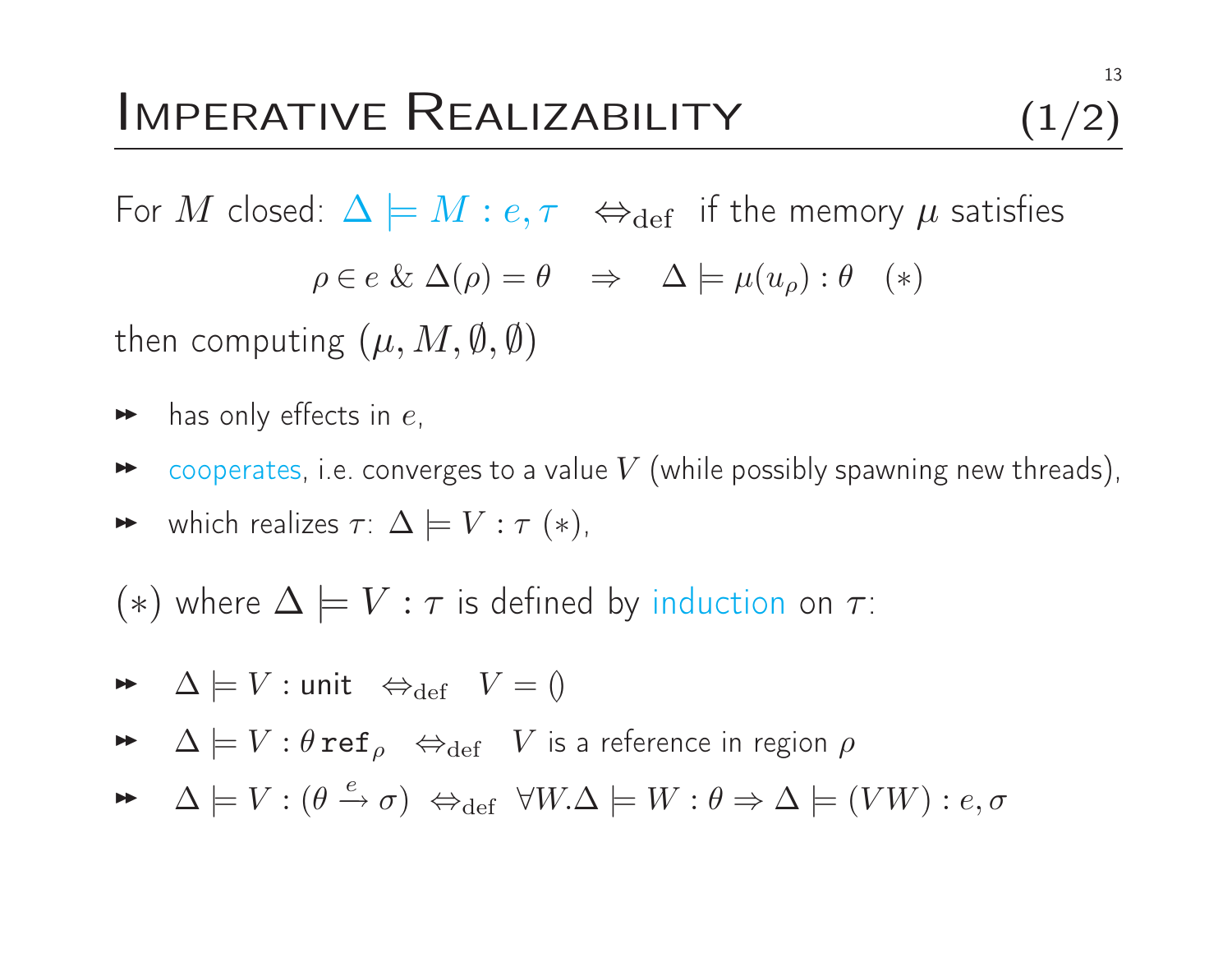# Imperative Realizability (1/2)

For $M$ closed: $\Delta \models M : e, \tau \quad \Leftrightarrow_{\text{def}}$ if the memory $\mu$ satisfies

$$\rho \in e \;\&\; \Delta(\rho) = \theta \quad \Rightarrow \quad \Delta \models \mu(u_\rho) : \theta \quad (*)$$

then computing $(\mu, M, \emptyset, \emptyset)$

- has only effects in $e$,
- cooperates, i.e. converges to a value $V$ (while possibly spawning new threads),
- which realizes $\tau$: $\Delta \models V : \tau$ $(*)$,

$(*)$ where $\Delta \models V : \tau$ is defined by induction on $\tau$:

- $\Delta \models V : \textsf{unit} \quad \Leftrightarrow_{\text{def}} \quad V = ()$
- $\Delta \models V : \theta \, \texttt{ref}_\rho \quad \Leftrightarrow_{\text{def}} \quad V$ is a reference in region $\rho$
- $\Delta \models V : (\theta \xrightarrow{e} \sigma) \;\; \Leftrightarrow_{\text{def}} \;\; \forall W. \Delta \models W : \theta \Rightarrow \Delta \models (VW) : e, \sigma$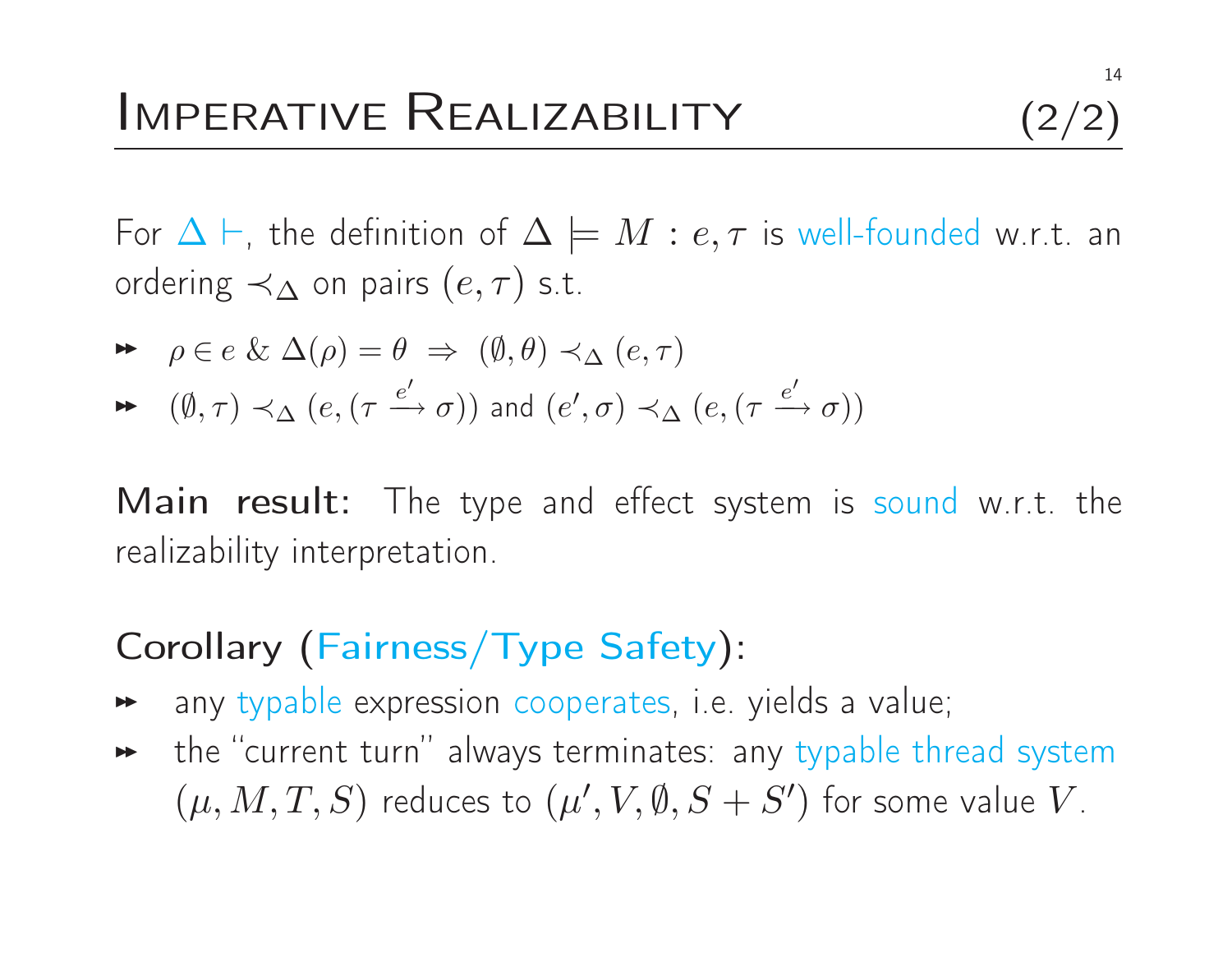# Imperative Realizability (2/2)

For $\Delta \vdash$, the definition of $\Delta \models M : e, \tau$ is well-founded w.r.t. an ordering $\prec_\Delta$ on pairs $(e, \tau)$ s.t.

- $\rho \in e \;\&\; \Delta(\rho) = \theta \;\Rightarrow\; (\emptyset, \theta) \prec_\Delta (e, \tau)$
- $(\emptyset, \tau) \prec_\Delta (e, (\tau \xrightarrow{e'} \sigma))$ and $(e', \sigma) \prec_\Delta (e, (\tau \xrightarrow{e'} \sigma))$

**Main result:** The type and effect system is sound w.r.t. the realizability interpretation.

## Corollary (Fairness/Type Safety):

- any typable expression cooperates, i.e. yields a value;
- the "current turn" always terminates: any typable thread system $(\mu, M, T, S)$ reduces to $(\mu', V, \emptyset, S + S')$ for some value $V$.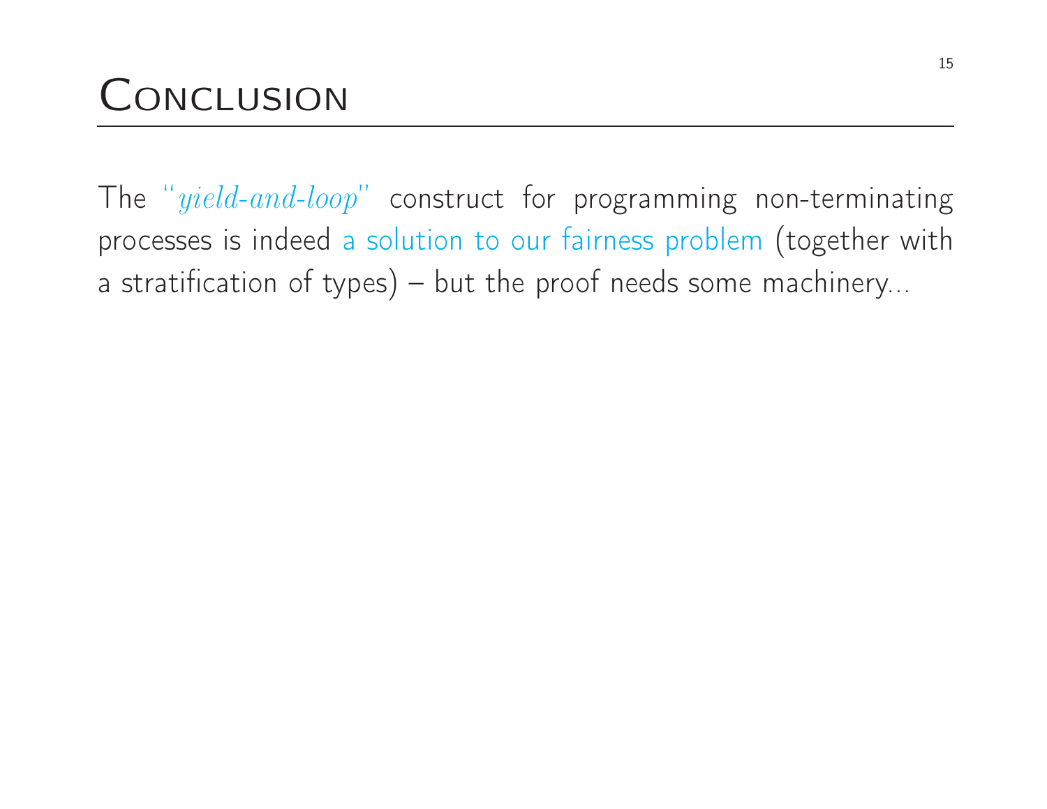# Conclusion

The *"yield-and-loop"* construct for programming non-terminating processes is indeed a solution to our fairness problem (together with a stratification of types) – but the proof needs some machinery...